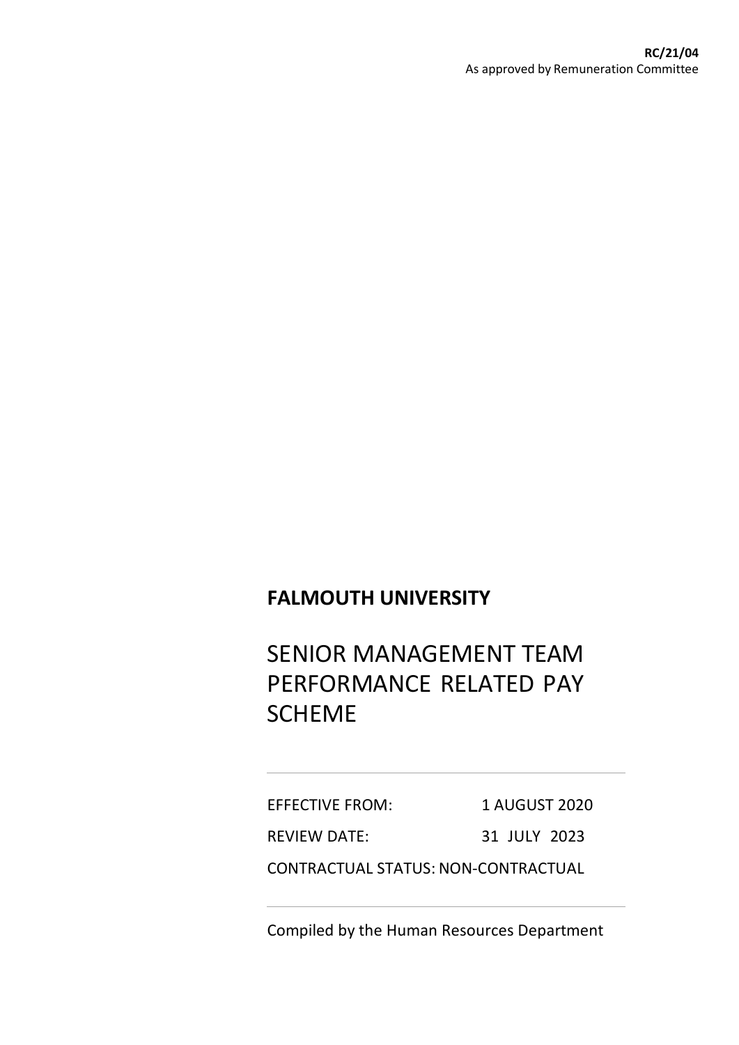**RC/21/04**
As approved by Remuneration Committee

**FALMOUTH UNIVERSITY**

# SENIOR MANAGEMENT TEAM PERFORMANCE RELATED PAY SCHEME

---

EFFECTIVE FROM: 1 AUGUST 2020

REVIEW DATE: 31 JULY 2023

CONTRACTUAL STATUS: NON-CONTRACTUAL

---

Compiled by the Human Resources Department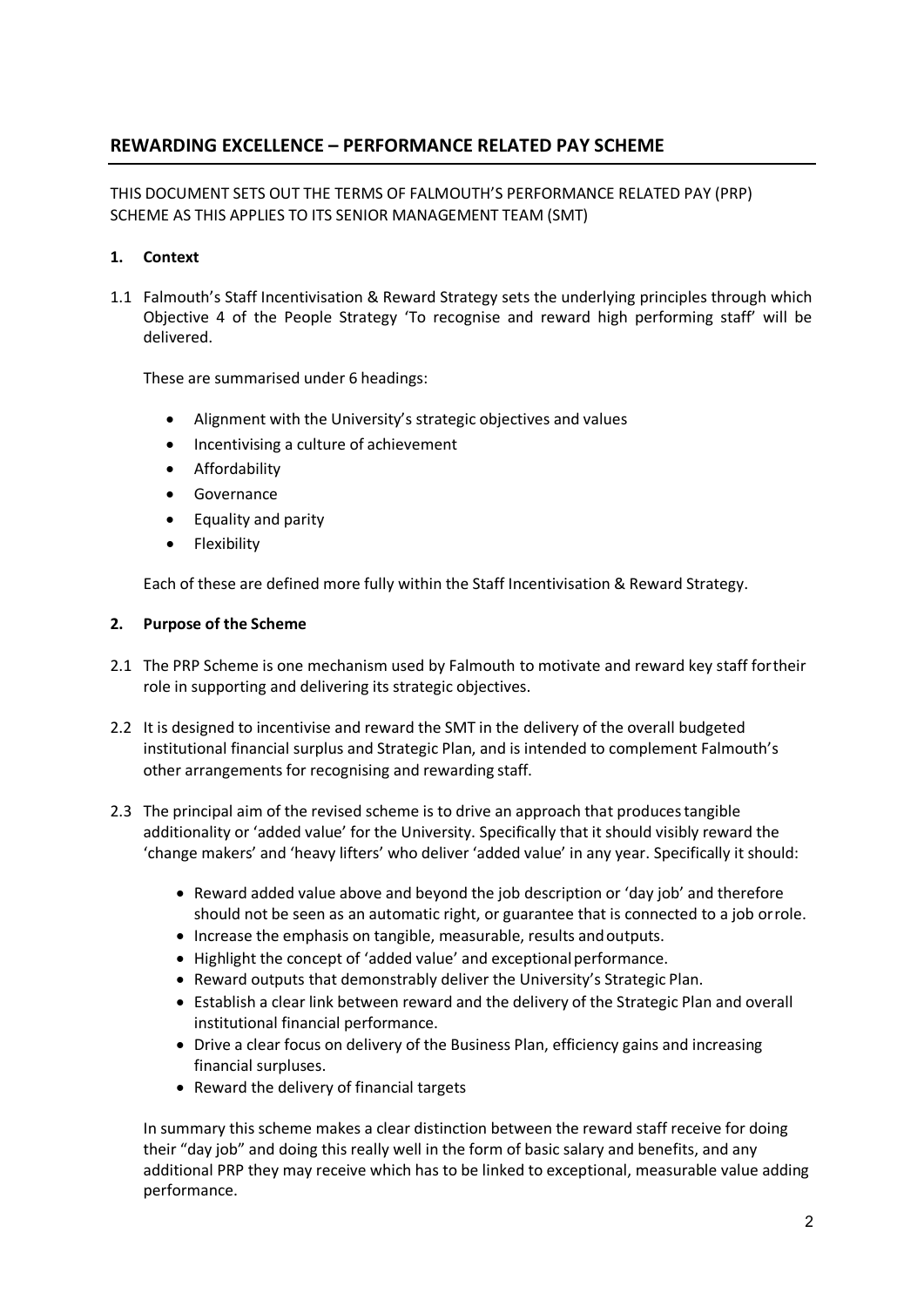## REWARDING EXCELLENCE – PERFORMANCE RELATED PAY SCHEME

THIS DOCUMENT SETS OUT THE TERMS OF FALMOUTH'S PERFORMANCE RELATED PAY (PRP) SCHEME AS THIS APPLIES TO ITS SENIOR MANAGEMENT TEAM (SMT)

### 1. Context

1.1 Falmouth's Staff Incentivisation & Reward Strategy sets the underlying principles through which Objective 4 of the People Strategy 'To recognise and reward high performing staff' will be delivered.

These are summarised under 6 headings:

- Alignment with the University's strategic objectives and values
- Incentivising a culture of achievement
- Affordability
- Governance
- Equality and parity
- Flexibility

Each of these are defined more fully within the Staff Incentivisation & Reward Strategy.

### 2. Purpose of the Scheme

2.1 The PRP Scheme is one mechanism used by Falmouth to motivate and reward key staff fortheir role in supporting and delivering its strategic objectives.

2.2 It is designed to incentivise and reward the SMT in the delivery of the overall budgeted institutional financial surplus and Strategic Plan, and is intended to complement Falmouth's other arrangements for recognising and rewarding staff.

2.3 The principal aim of the revised scheme is to drive an approach that producestangible additionality or 'added value' for the University. Specifically that it should visibly reward the 'change makers' and 'heavy lifters' who deliver 'added value' in any year. Specifically it should:

- Reward added value above and beyond the job description or 'day job' and therefore should not be seen as an automatic right, or guarantee that is connected to a job orrole.
- Increase the emphasis on tangible, measurable, results andoutputs.
- Highlight the concept of 'added value' and exceptionalperformance.
- Reward outputs that demonstrably deliver the University's Strategic Plan.
- Establish a clear link between reward and the delivery of the Strategic Plan and overall institutional financial performance.
- Drive a clear focus on delivery of the Business Plan, efficiency gains and increasing financial surpluses.
- Reward the delivery of financial targets

In summary this scheme makes a clear distinction between the reward staff receive for doing their "day job" and doing this really well in the form of basic salary and benefits, and any additional PRP they may receive which has to be linked to exceptional, measurable value adding performance.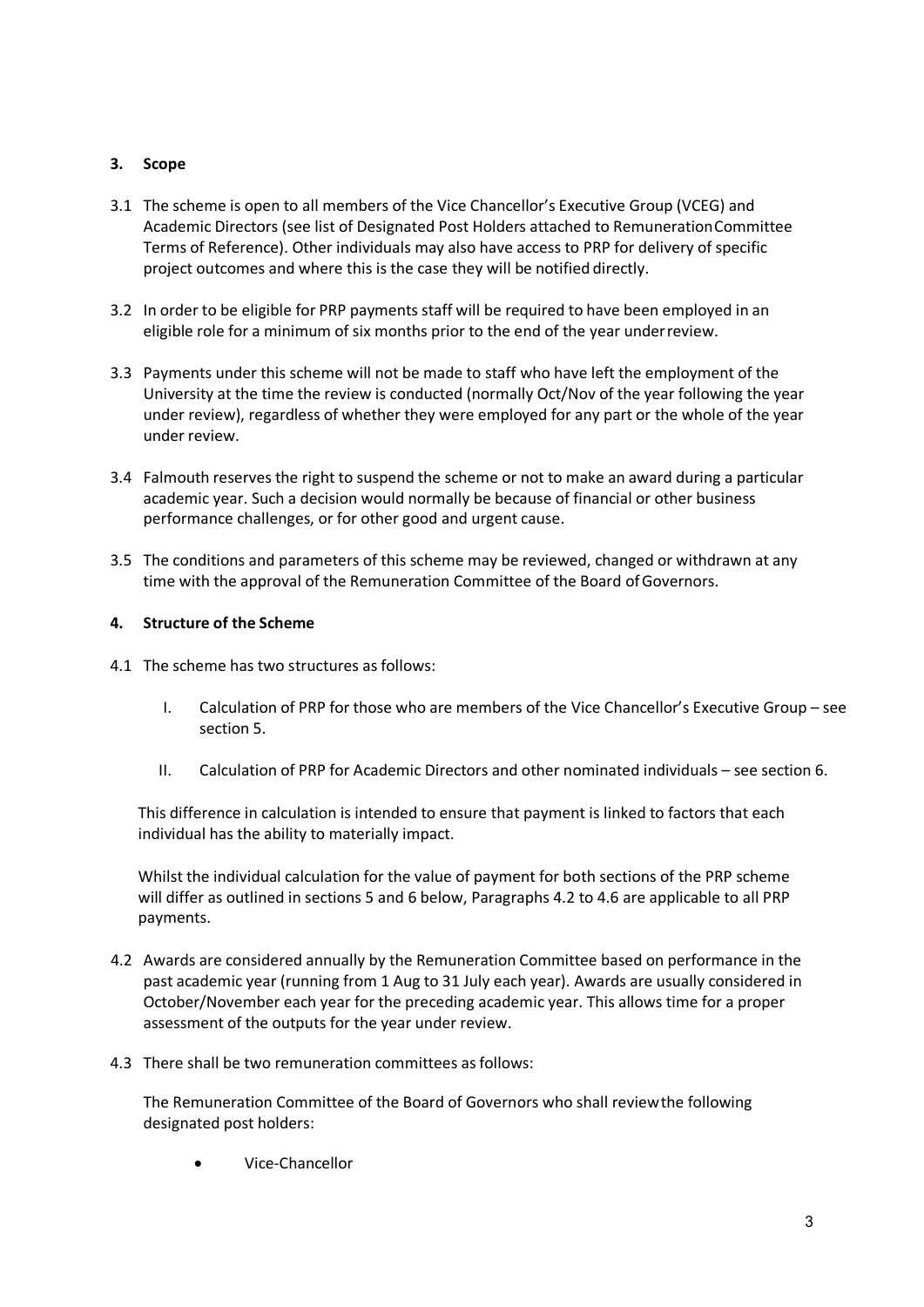## 3. Scope

3.1 The scheme is open to all members of the Vice Chancellor's Executive Group (VCEG) and Academic Directors (see list of Designated Post Holders attached to Remuneration Committee Terms of Reference). Other individuals may also have access to PRP for delivery of specific project outcomes and where this is the case they will be notified directly.

3.2 In order to be eligible for PRP payments staff will be required to have been employed in an eligible role for a minimum of six months prior to the end of the year under review.

3.3 Payments under this scheme will not be made to staff who have left the employment of the University at the time the review is conducted (normally Oct/Nov of the year following the year under review), regardless of whether they were employed for any part or the whole of the year under review.

3.4 Falmouth reserves the right to suspend the scheme or not to make an award during a particular academic year. Such a decision would normally be because of financial or other business performance challenges, or for other good and urgent cause.

3.5 The conditions and parameters of this scheme may be reviewed, changed or withdrawn at any time with the approval of the Remuneration Committee of the Board of Governors.

## 4. Structure of the Scheme

4.1 The scheme has two structures as follows:

I. Calculation of PRP for those who are members of the Vice Chancellor's Executive Group – see section 5.

II. Calculation of PRP for Academic Directors and other nominated individuals – see section 6.

This difference in calculation is intended to ensure that payment is linked to factors that each individual has the ability to materially impact.

Whilst the individual calculation for the value of payment for both sections of the PRP scheme will differ as outlined in sections 5 and 6 below, Paragraphs 4.2 to 4.6 are applicable to all PRP payments.

4.2 Awards are considered annually by the Remuneration Committee based on performance in the past academic year (running from 1 Aug to 31 July each year). Awards are usually considered in October/November each year for the preceding academic year. This allows time for a proper assessment of the outputs for the year under review.

4.3 There shall be two remuneration committees as follows:

The Remuneration Committee of the Board of Governors who shall review the following designated post holders:

- Vice-Chancellor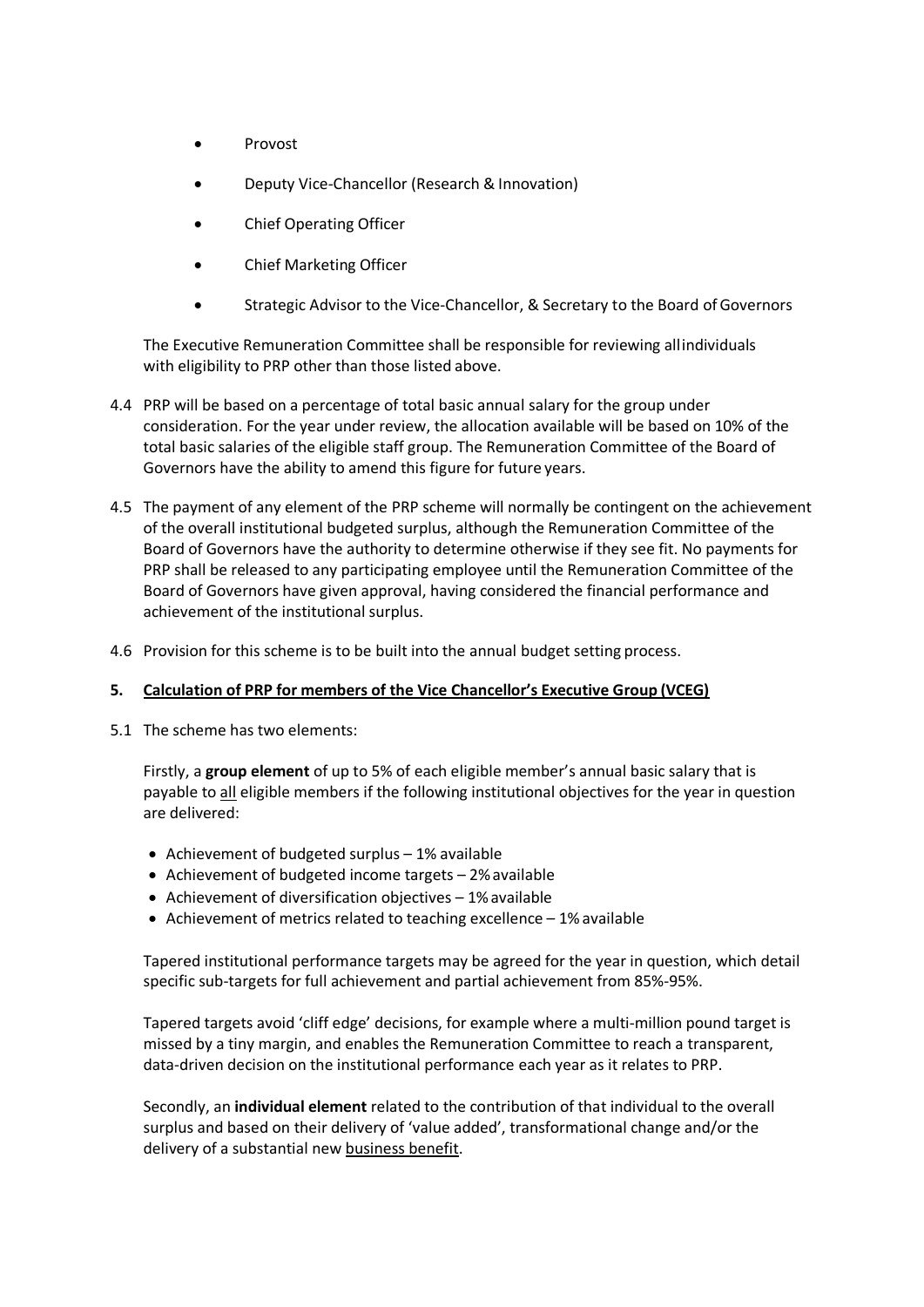- Provost
- Deputy Vice-Chancellor (Research & Innovation)
- Chief Operating Officer
- Chief Marketing Officer
- Strategic Advisor to the Vice-Chancellor, & Secretary to the Board of Governors

The Executive Remuneration Committee shall be responsible for reviewing all individuals with eligibility to PRP other than those listed above.

4.4 PRP will be based on a percentage of total basic annual salary for the group under consideration. For the year under review, the allocation available will be based on 10% of the total basic salaries of the eligible staff group. The Remuneration Committee of the Board of Governors have the ability to amend this figure for future years.

4.5 The payment of any element of the PRP scheme will normally be contingent on the achievement of the overall institutional budgeted surplus, although the Remuneration Committee of the Board of Governors have the authority to determine otherwise if they see fit. No payments for PRP shall be released to any participating employee until the Remuneration Committee of the Board of Governors have given approval, having considered the financial performance and achievement of the institutional surplus.

4.6 Provision for this scheme is to be built into the annual budget setting process.

## 5. Calculation of PRP for members of the Vice Chancellor's Executive Group (VCEG)

5.1 The scheme has two elements:

Firstly, a **group element** of up to 5% of each eligible member's annual basic salary that is payable to all eligible members if the following institutional objectives for the year in question are delivered:

- Achievement of budgeted surplus – 1% available
- Achievement of budgeted income targets – 2% available
- Achievement of diversification objectives – 1% available
- Achievement of metrics related to teaching excellence – 1% available

Tapered institutional performance targets may be agreed for the year in question, which detail specific sub-targets for full achievement and partial achievement from 85%-95%.

Tapered targets avoid 'cliff edge' decisions, for example where a multi-million pound target is missed by a tiny margin, and enables the Remuneration Committee to reach a transparent, data-driven decision on the institutional performance each year as it relates to PRP.

Secondly, an **individual element** related to the contribution of that individual to the overall surplus and based on their delivery of 'value added', transformational change and/or the delivery of a substantial new business benefit.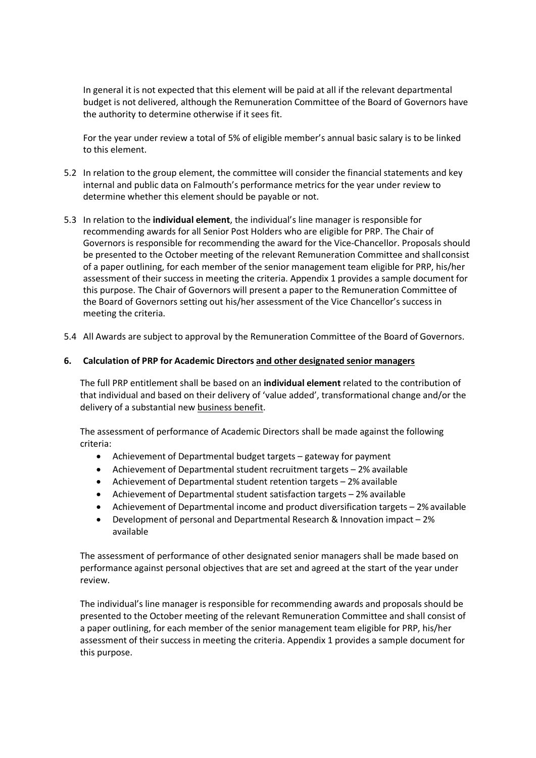In general it is not expected that this element will be paid at all if the relevant departmental budget is not delivered, although the Remuneration Committee of the Board of Governors have the authority to determine otherwise if it sees fit.

For the year under review a total of 5% of eligible member's annual basic salary is to be linked to this element.

5.2 In relation to the group element, the committee will consider the financial statements and key internal and public data on Falmouth's performance metrics for the year under review to determine whether this element should be payable or not.

5.3 In relation to the **individual element**, the individual's line manager is responsible for recommending awards for all Senior Post Holders who are eligible for PRP. The Chair of Governors is responsible for recommending the award for the Vice-Chancellor. Proposals should be presented to the October meeting of the relevant Remuneration Committee and shall consist of a paper outlining, for each member of the senior management team eligible for PRP, his/her assessment of their success in meeting the criteria. Appendix 1 provides a sample document for this purpose. The Chair of Governors will present a paper to the Remuneration Committee of the Board of Governors setting out his/her assessment of the Vice Chancellor's success in meeting the criteria.

5.4 All Awards are subject to approval by the Remuneration Committee of the Board of Governors.

## 6. Calculation of PRP for Academic Directors <u>and other designated senior managers</u>

The full PRP entitlement shall be based on an **individual element** related to the contribution of that individual and based on their delivery of 'value added', transformational change and/or the delivery of a substantial new <u>business benefit</u>.

The assessment of performance of Academic Directors shall be made against the following criteria:

- Achievement of Departmental budget targets – gateway for payment
- Achievement of Departmental student recruitment targets – 2% available
- Achievement of Departmental student retention targets – 2% available
- Achievement of Departmental student satisfaction targets – 2% available
- Achievement of Departmental income and product diversification targets – 2% available
- Development of personal and Departmental Research & Innovation impact – 2% available

The assessment of performance of other designated senior managers shall be made based on performance against personal objectives that are set and agreed at the start of the year under review.

The individual's line manager is responsible for recommending awards and proposals should be presented to the October meeting of the relevant Remuneration Committee and shall consist of a paper outlining, for each member of the senior management team eligible for PRP, his/her assessment of their success in meeting the criteria. Appendix 1 provides a sample document for this purpose.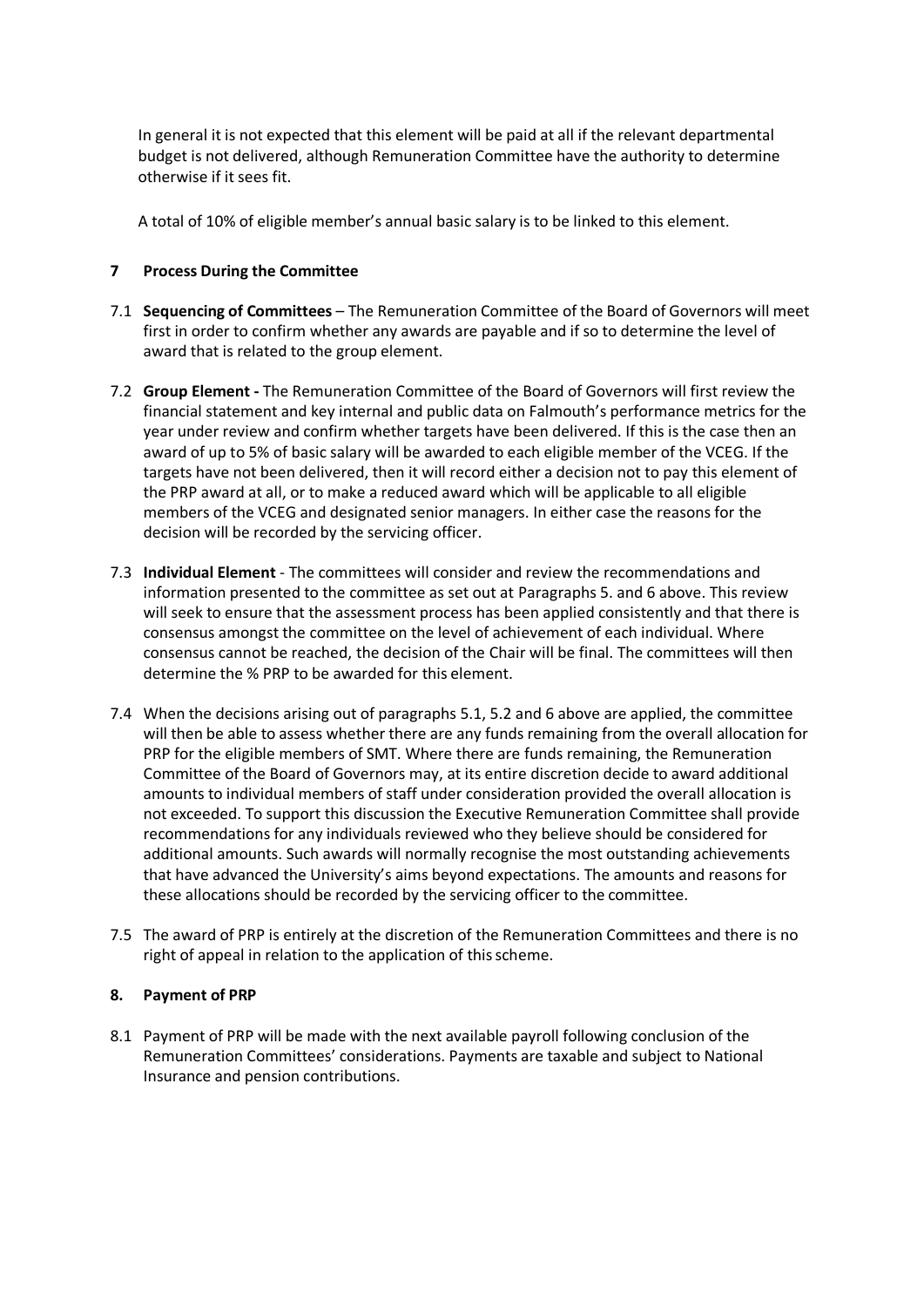In general it is not expected that this element will be paid at all if the relevant departmental budget is not delivered, although Remuneration Committee have the authority to determine otherwise if it sees fit.

A total of 10% of eligible member's annual basic salary is to be linked to this element.

## 7 Process During the Committee

7.1 **Sequencing of Committees** – The Remuneration Committee of the Board of Governors will meet first in order to confirm whether any awards are payable and if so to determine the level of award that is related to the group element.

7.2 **Group Element -** The Remuneration Committee of the Board of Governors will first review the financial statement and key internal and public data on Falmouth's performance metrics for the year under review and confirm whether targets have been delivered. If this is the case then an award of up to 5% of basic salary will be awarded to each eligible member of the VCEG. If the targets have not been delivered, then it will record either a decision not to pay this element of the PRP award at all, or to make a reduced award which will be applicable to all eligible members of the VCEG and designated senior managers. In either case the reasons for the decision will be recorded by the servicing officer.

7.3 **Individual Element** - The committees will consider and review the recommendations and information presented to the committee as set out at Paragraphs 5. and 6 above. This review will seek to ensure that the assessment process has been applied consistently and that there is consensus amongst the committee on the level of achievement of each individual. Where consensus cannot be reached, the decision of the Chair will be final. The committees will then determine the % PRP to be awarded for this element.

7.4 When the decisions arising out of paragraphs 5.1, 5.2 and 6 above are applied, the committee will then be able to assess whether there are any funds remaining from the overall allocation for PRP for the eligible members of SMT. Where there are funds remaining, the Remuneration Committee of the Board of Governors may, at its entire discretion decide to award additional amounts to individual members of staff under consideration provided the overall allocation is not exceeded. To support this discussion the Executive Remuneration Committee shall provide recommendations for any individuals reviewed who they believe should be considered for additional amounts. Such awards will normally recognise the most outstanding achievements that have advanced the University's aims beyond expectations. The amounts and reasons for these allocations should be recorded by the servicing officer to the committee.

7.5 The award of PRP is entirely at the discretion of the Remuneration Committees and there is no right of appeal in relation to the application of this scheme.

## 8. Payment of PRP

8.1 Payment of PRP will be made with the next available payroll following conclusion of the Remuneration Committees' considerations. Payments are taxable and subject to National Insurance and pension contributions.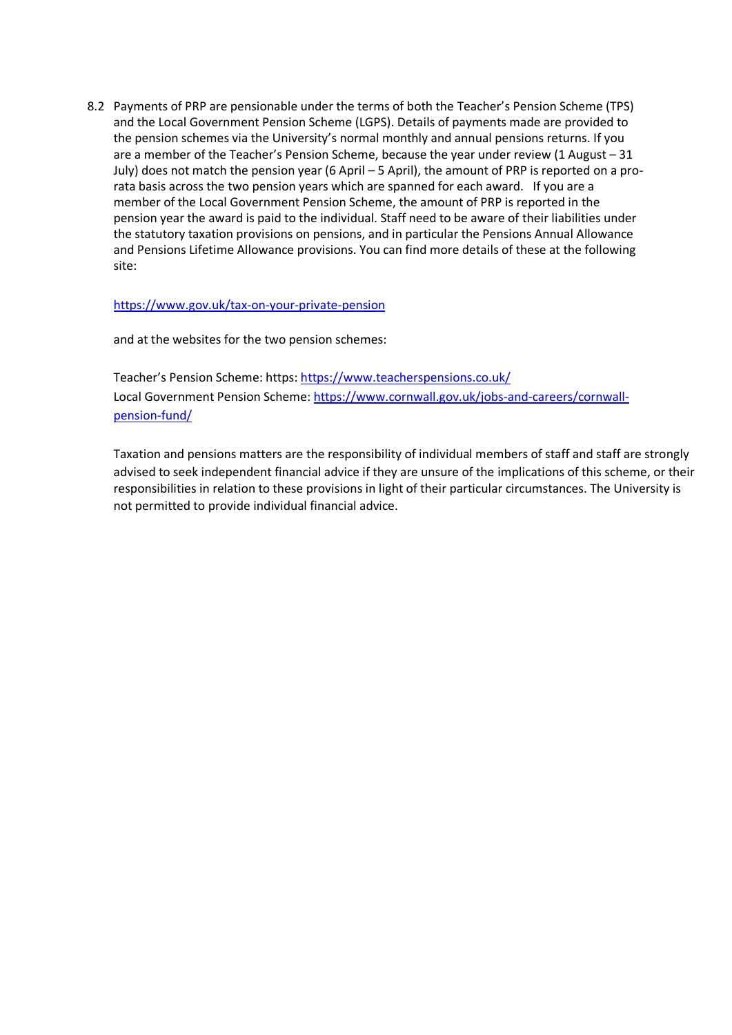8.2 Payments of PRP are pensionable under the terms of both the Teacher's Pension Scheme (TPS) and the Local Government Pension Scheme (LGPS). Details of payments made are provided to the pension schemes via the University's normal monthly and annual pensions returns. If you are a member of the Teacher's Pension Scheme, because the year under review (1 August – 31 July) does not match the pension year (6 April – 5 April), the amount of PRP is reported on a pro-rata basis across the two pension years which are spanned for each award. If you are a member of the Local Government Pension Scheme, the amount of PRP is reported in the pension year the award is paid to the individual. Staff need to be aware of their liabilities under the statutory taxation provisions on pensions, and in particular the Pensions Annual Allowance and Pensions Lifetime Allowance provisions. You can find more details of these at the following site:

[https://www.gov.uk/tax-on-your-private-pension](https://www.gov.uk/tax-on-your-private-pension)

and at the websites for the two pension schemes:

Teacher's Pension Scheme: https: [https://www.teacherspensions.co.uk/](https://www.teacherspensions.co.uk/)
Local Government Pension Scheme: [https://www.cornwall.gov.uk/jobs-and-careers/cornwall-pension-fund/](https://www.cornwall.gov.uk/jobs-and-careers/cornwall-pension-fund/)

Taxation and pensions matters are the responsibility of individual members of staff and staff are strongly advised to seek independent financial advice if they are unsure of the implications of this scheme, or their responsibilities in relation to these provisions in light of their particular circumstances. The University is not permitted to provide individual financial advice.